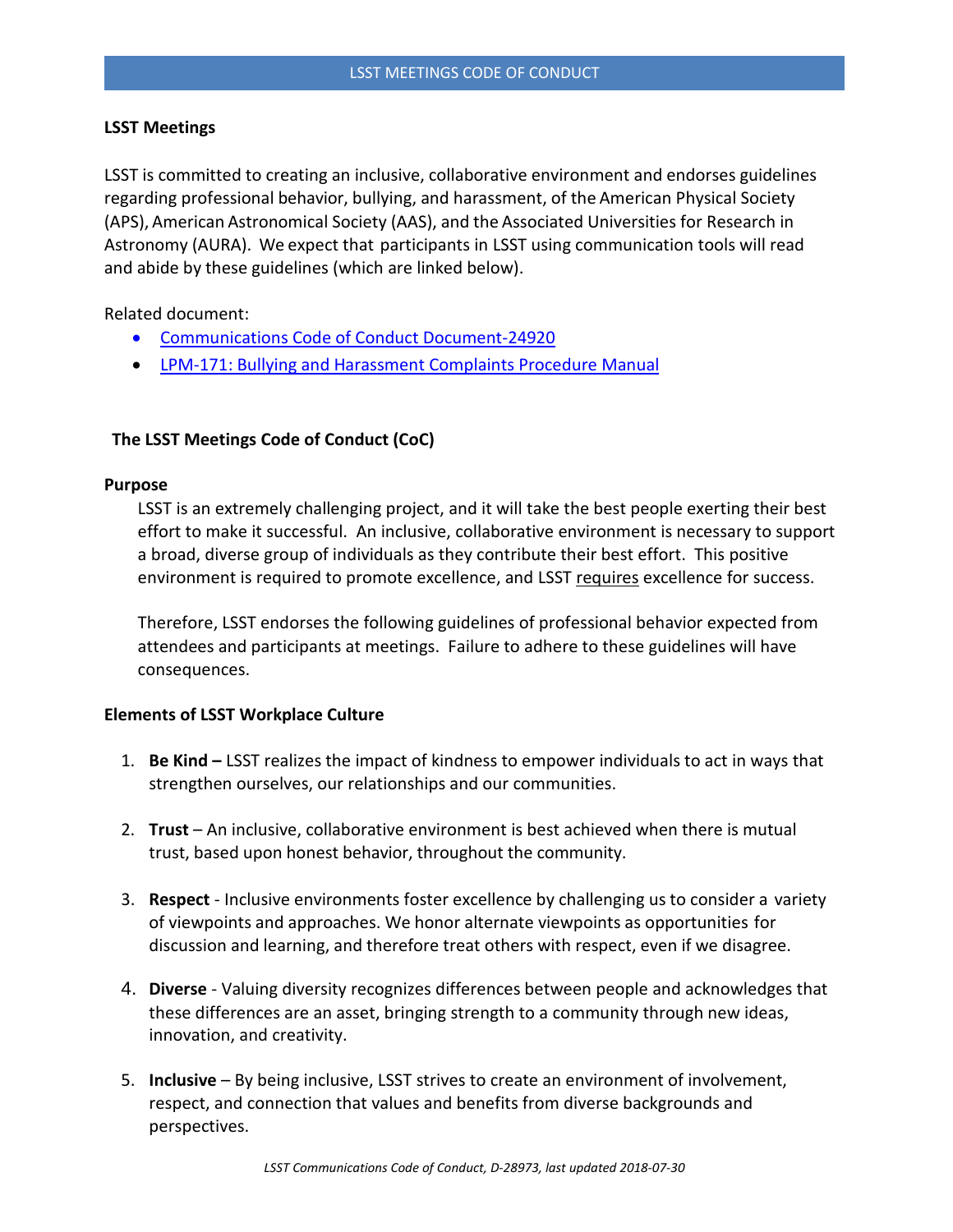## LSST Meetings

LSST is committed to creating an inclusive, collaborative environment and endorses guidelines regarding professional behavior, bullying, and harassment, of the American Physical Society (APS), American Astronomical Society (AAS), and the Associated Universities for Research in Astronomy (AURA). We expect that participants in LSST using communication tools will read and abide by these guidelines (which are linked below).

Related document:

- Communications Code of Conduct Document-24920
- LPM-171: Bullying and Harassment Complaints Procedure Manual

## The LSST Meetings Code of Conduct (CoC)

### Purpose

LSST is an extremely challenging project, and it will take the best people exerting their best effort to make it successful. An inclusive, collaborative environment is necessary to support a broad, diverse group of individuals as they contribute their best effort. This positive environment is required to promote excellence, and LSST requires excellence for success.

Therefore, LSST endorses the following guidelines of professional behavior expected from attendees and participants at meetings. Failure to adhere to these guidelines will have consequences.

### Elements of LSST Workplace Culture

1. **Be Kind –** LSST realizes the impact of kindness to empower individuals to act in ways that strengthen ourselves, our relationships and our communities.

2. **Trust** – An inclusive, collaborative environment is best achieved when there is mutual trust, based upon honest behavior, throughout the community.

3. **Respect** - Inclusive environments foster excellence by challenging us to consider a variety of viewpoints and approaches. We honor alternate viewpoints as opportunities for discussion and learning, and therefore treat others with respect, even if we disagree.

4. **Diverse** - Valuing diversity recognizes differences between people and acknowledges that these differences are an asset, bringing strength to a community through new ideas, innovation, and creativity.

5. **Inclusive** – By being inclusive, LSST strives to create an environment of involvement, respect, and connection that values and benefits from diverse backgrounds and perspectives.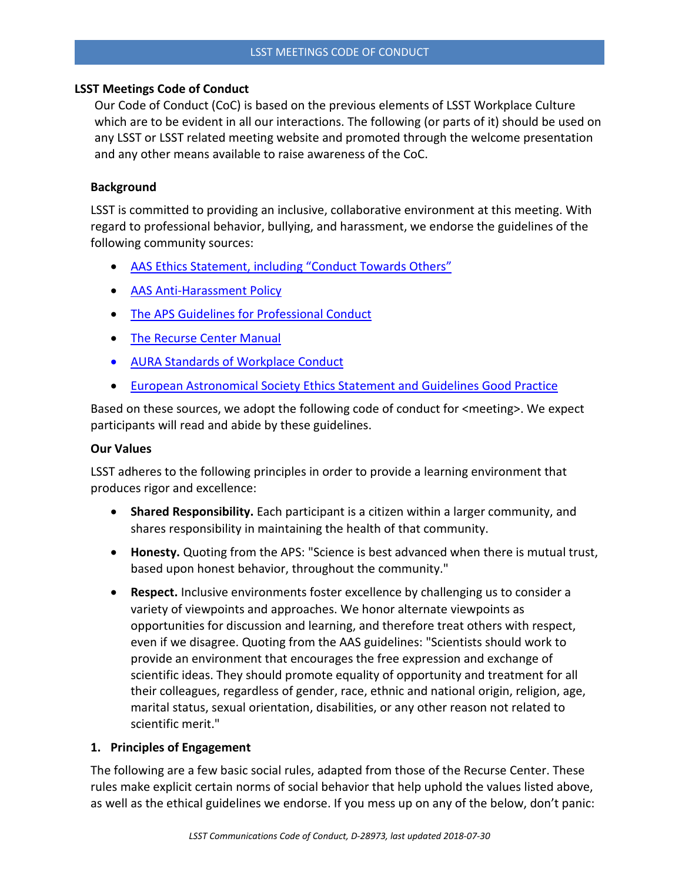## LSST Meetings Code of Conduct

Our Code of Conduct (CoC) is based on the previous elements of LSST Workplace Culture which are to be evident in all our interactions. The following (or parts of it) should be used on any LSST or LSST related meeting website and promoted through the welcome presentation and any other means available to raise awareness of the CoC.

### Background

LSST is committed to providing an inclusive, collaborative environment at this meeting. With regard to professional behavior, bullying, and harassment, we endorse the guidelines of the following community sources:

- AAS Ethics Statement, including "Conduct Towards Others"
- AAS Anti-Harassment Policy
- The APS Guidelines for Professional Conduct
- The Recurse Center Manual
- AURA Standards of Workplace Conduct
- European Astronomical Society Ethics Statement and Guidelines Good Practice

Based on these sources, we adopt the following code of conduct for <meeting>. We expect participants will read and abide by these guidelines.

### Our Values

LSST adheres to the following principles in order to provide a learning environment that produces rigor and excellence:

- **Shared Responsibility.** Each participant is a citizen within a larger community, and shares responsibility in maintaining the health of that community.
- **Honesty.** Quoting from the APS: "Science is best advanced when there is mutual trust, based upon honest behavior, throughout the community."
- **Respect.** Inclusive environments foster excellence by challenging us to consider a variety of viewpoints and approaches. We honor alternate viewpoints as opportunities for discussion and learning, and therefore treat others with respect, even if we disagree. Quoting from the AAS guidelines: "Scientists should work to provide an environment that encourages the free expression and exchange of scientific ideas. They should promote equality of opportunity and treatment for all their colleagues, regardless of gender, race, ethnic and national origin, religion, age, marital status, sexual orientation, disabilities, or any other reason not related to scientific merit."

### 1. Principles of Engagement

The following are a few basic social rules, adapted from those of the Recurse Center. These rules make explicit certain norms of social behavior that help uphold the values listed above, as well as the ethical guidelines we endorse. If you mess up on any of the below, don't panic: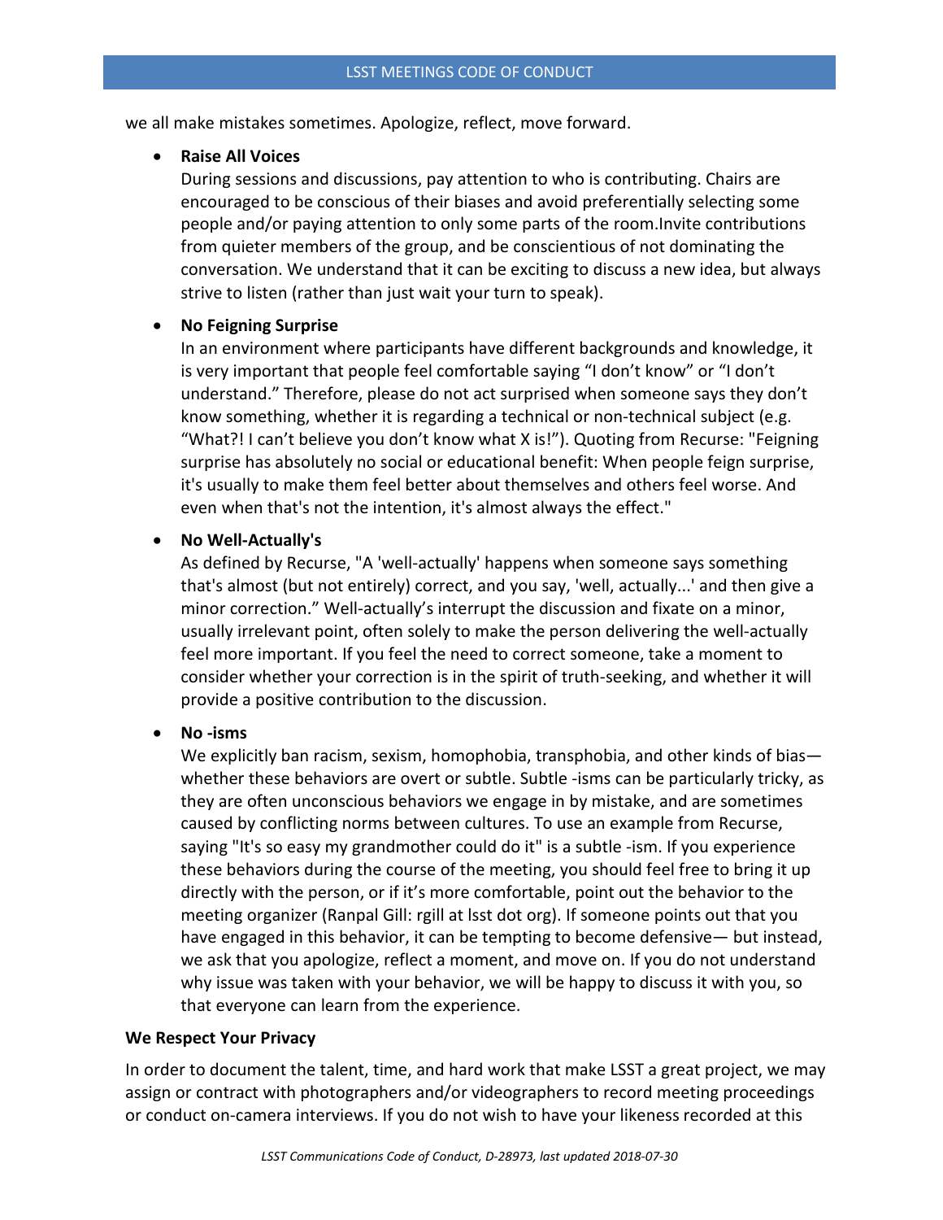we all make mistakes sometimes. Apologize, reflect, move forward.

- **Raise All Voices**
  During sessions and discussions, pay attention to who is contributing. Chairs are encouraged to be conscious of their biases and avoid preferentially selecting some people and/or paying attention to only some parts of the room.Invite contributions from quieter members of the group, and be conscientious of not dominating the conversation. We understand that it can be exciting to discuss a new idea, but always strive to listen (rather than just wait your turn to speak).

- **No Feigning Surprise**
  In an environment where participants have different backgrounds and knowledge, it is very important that people feel comfortable saying "I don't know" or "I don't understand." Therefore, please do not act surprised when someone says they don't know something, whether it is regarding a technical or non-technical subject (e.g. "What?! I can't believe you don't know what X is!"). Quoting from Recurse: "Feigning surprise has absolutely no social or educational benefit: When people feign surprise, it's usually to make them feel better about themselves and others feel worse. And even when that's not the intention, it's almost always the effect."

- **No Well-Actually's**
  As defined by Recurse, "A 'well-actually' happens when someone says something that's almost (but not entirely) correct, and you say, 'well, actually...' and then give a minor correction." Well-actually's interrupt the discussion and fixate on a minor, usually irrelevant point, often solely to make the person delivering the well-actually feel more important. If you feel the need to correct someone, take a moment to consider whether your correction is in the spirit of truth-seeking, and whether it will provide a positive contribution to the discussion.

- **No -isms**
  We explicitly ban racism, sexism, homophobia, transphobia, and other kinds of bias— whether these behaviors are overt or subtle. Subtle -isms can be particularly tricky, as they are often unconscious behaviors we engage in by mistake, and are sometimes caused by conflicting norms between cultures. To use an example from Recurse, saying "It's so easy my grandmother could do it" is a subtle -ism. If you experience these behaviors during the course of the meeting, you should feel free to bring it up directly with the person, or if it's more comfortable, point out the behavior to the meeting organizer (Ranpal Gill: rgill at lsst dot org). If someone points out that you have engaged in this behavior, it can be tempting to become defensive— but instead, we ask that you apologize, reflect a moment, and move on. If you do not understand why issue was taken with your behavior, we will be happy to discuss it with you, so that everyone can learn from the experience.

**We Respect Your Privacy**

In order to document the talent, time, and hard work that make LSST a great project, we may assign or contract with photographers and/or videographers to record meeting proceedings or conduct on-camera interviews. If you do not wish to have your likeness recorded at this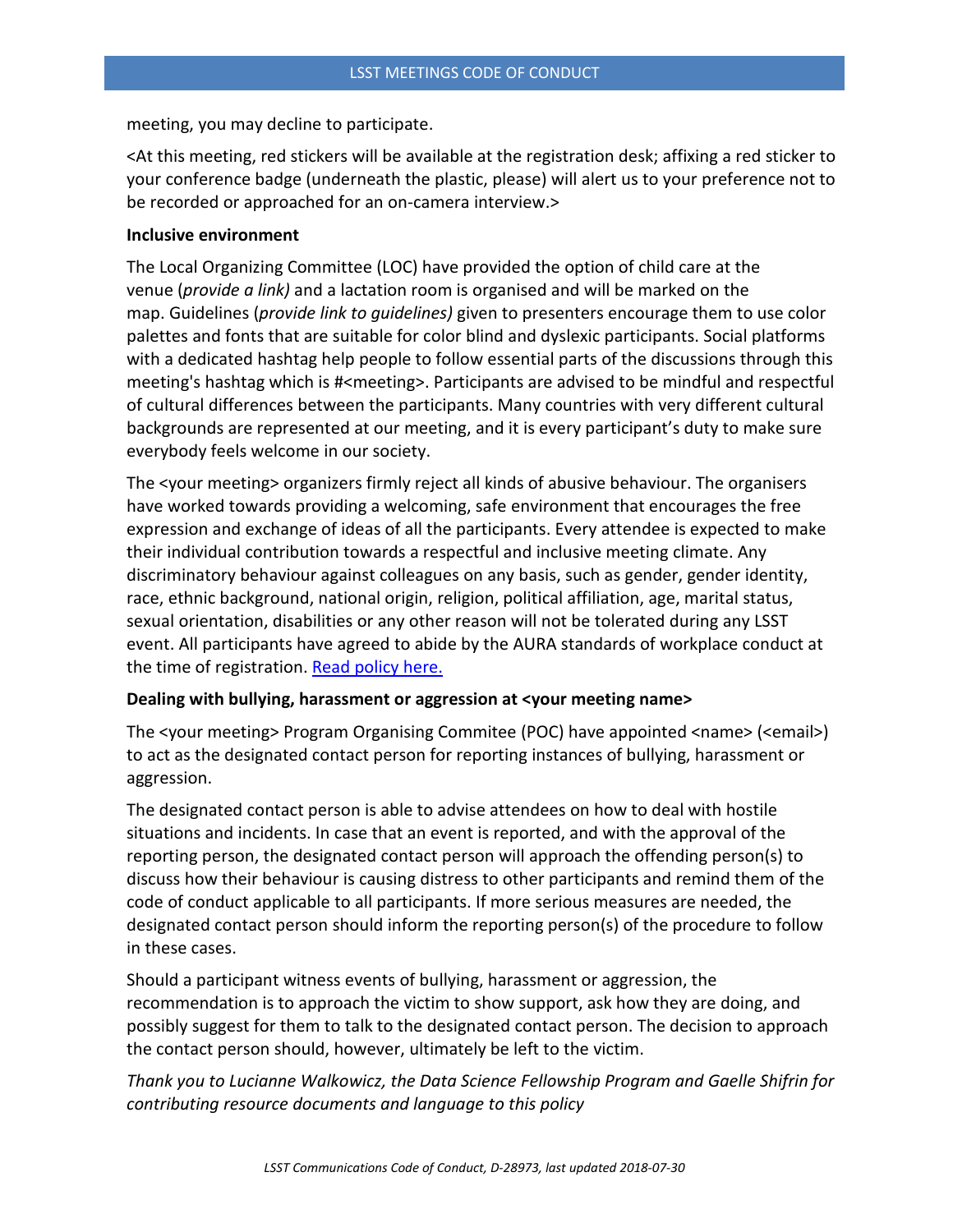meeting, you may decline to participate.

<At this meeting, red stickers will be available at the registration desk; affixing a red sticker to your conference badge (underneath the plastic, please) will alert us to your preference not to be recorded or approached for an on-camera interview.>

**Inclusive environment**

The Local Organizing Committee (LOC) have provided the option of child care at the venue (*provide a link)* and a lactation room is organised and will be marked on the map. Guidelines (*provide link to guidelines)* given to presenters encourage them to use color palettes and fonts that are suitable for color blind and dyslexic participants. Social platforms with a dedicated hashtag help people to follow essential parts of the discussions through this meeting's hashtag which is #<meeting>. Participants are advised to be mindful and respectful of cultural differences between the participants. Many countries with very different cultural backgrounds are represented at our meeting, and it is every participant's duty to make sure everybody feels welcome in our society.

The <your meeting> organizers firmly reject all kinds of abusive behaviour. The organisers have worked towards providing a welcoming, safe environment that encourages the free expression and exchange of ideas of all the participants. Every attendee is expected to make their individual contribution towards a respectful and inclusive meeting climate. Any discriminatory behaviour against colleagues on any basis, such as gender, gender identity, race, ethnic background, national origin, religion, political affiliation, age, marital status, sexual orientation, disabilities or any other reason will not be tolerated during any LSST event. All participants have agreed to abide by the AURA standards of workplace conduct at the time of registration. [Read policy here.]()

**Dealing with bullying, harassment or aggression at <your meeting name>**

The <your meeting> Program Organising Commitee (POC) have appointed <name> (<email>) to act as the designated contact person for reporting instances of bullying, harassment or aggression.

The designated contact person is able to advise attendees on how to deal with hostile situations and incidents. In case that an event is reported, and with the approval of the reporting person, the designated contact person will approach the offending person(s) to discuss how their behaviour is causing distress to other participants and remind them of the code of conduct applicable to all participants. If more serious measures are needed, the designated contact person should inform the reporting person(s) of the procedure to follow in these cases.

Should a participant witness events of bullying, harassment or aggression, the recommendation is to approach the victim to show support, ask how they are doing, and possibly suggest for them to talk to the designated contact person. The decision to approach the contact person should, however, ultimately be left to the victim.

*Thank you to Lucianne Walkowicz, the Data Science Fellowship Program and Gaelle Shifrin for contributing resource documents and language to this policy*